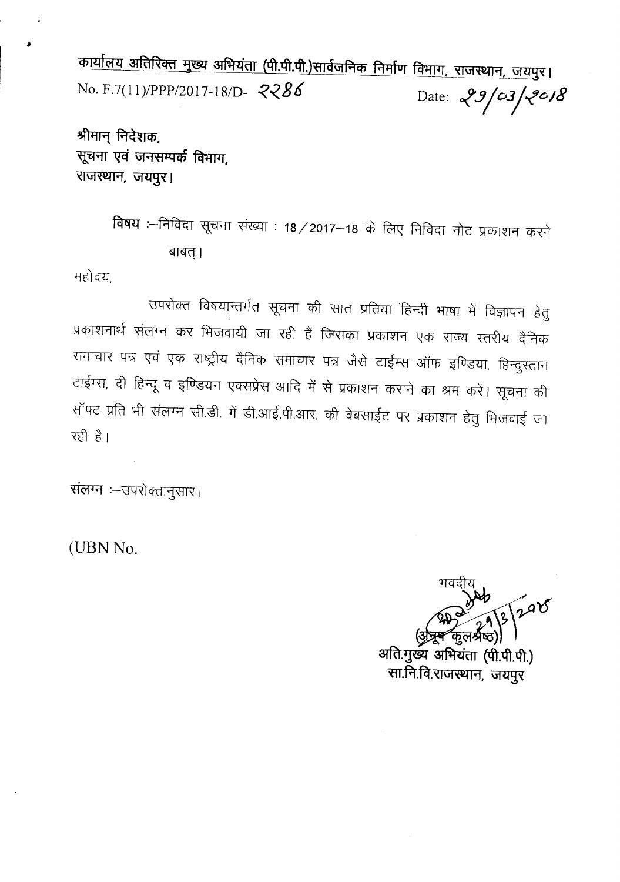<u>कार्यालय अतिरिक्त मुख्य अभियंता (पी.पी.पी.)सार्वजनिक निर्माण विभाग, राजस्थान, जयपुर।</u>

No. F.7(11)/PPP/2017-18/D- 2286 Date: 29/03/2018

**श्रीमान् निदेशक,**
**सूचना एवं जनसम्पर्क विभाग,**
**राजस्थान, जयपुर।**

**विषय** :–निविदा सूचना संख्या : 18 / 2017–18 के लिए निविदा नोट प्रकाशन करने बाबत्।

महोदय,

उपरोक्त विषयान्तर्गत सूचना की सात प्रतिया हिन्दी भाषा में विज्ञापन हेतु प्रकाशनार्थ संलग्न कर भिजवायी जा रही हैं जिसका प्रकाशन एक राज्य स्तरीय दैनिक समाचार पत्र एवं एक राष्ट्रीय दैनिक समाचार पत्र जैसे टाईम्स ऑफ इण्डिया, हिन्दुस्तान टाईम्स, दी हिन्दू व इण्डियन एक्सप्रेस आदि में से प्रकाशन कराने का श्रम करें। सूचना की सॉफ्ट प्रति भी संलग्न सी.डी. में डी.आई.पी.आर. की वेबसाईट पर प्रकाशन हेतु भिजवाई जा रही है।

संलग्न :–उपरोक्तानुसार।

(UBN No.

भवदीय

29/3/2018

(अनूप कुलश्रेष्ठ)

अति.मुख्य अभियंता (पी.पी.पी.)
सा.नि.वि.राजस्थान, जयपुर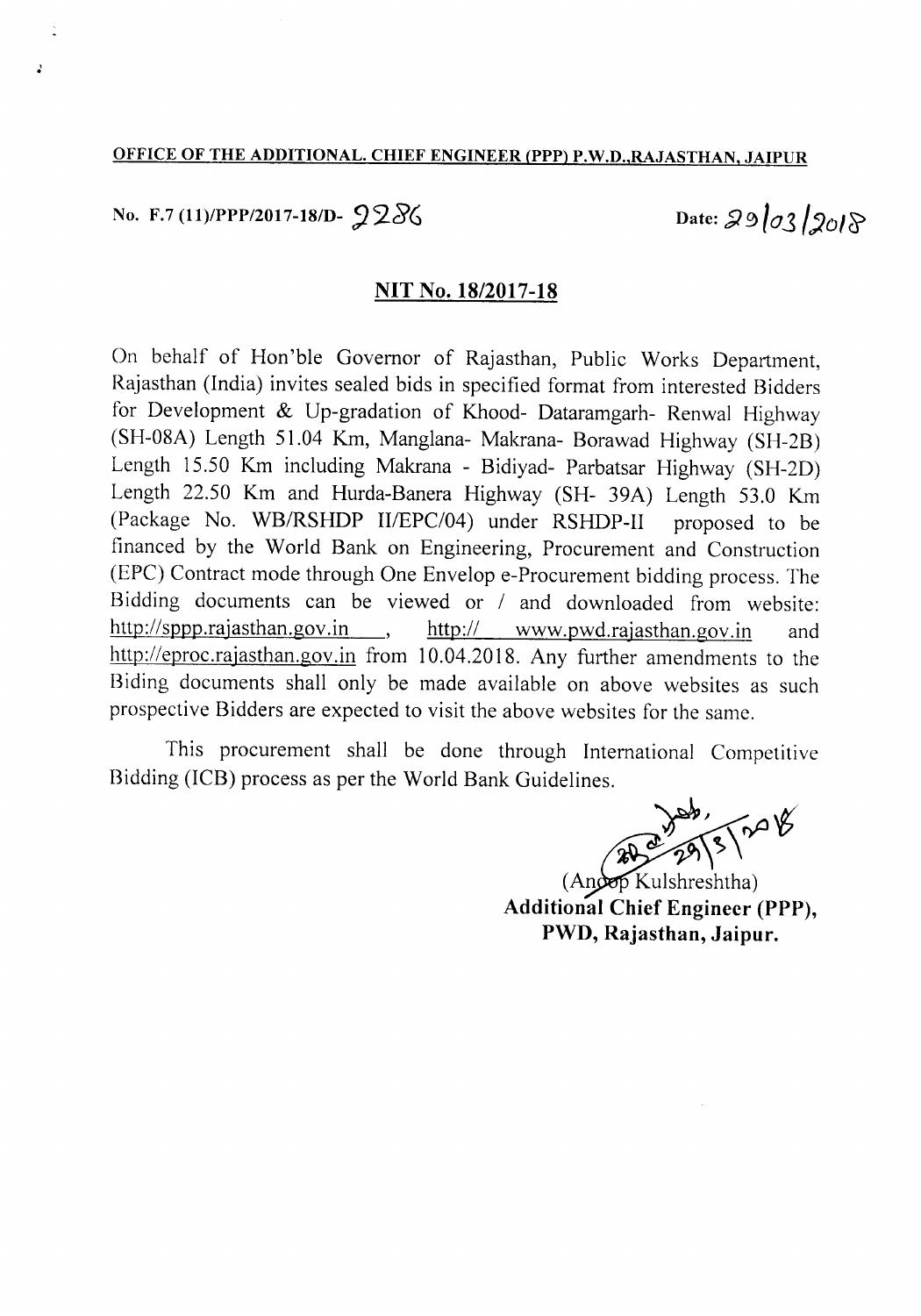**OFFICE OF THE ADDITIONAL. CHIEF ENGINEER (PPP) P.W.D.,RAJASTHAN, JAIPUR**

No. F.7 (11)/PPP/2017-18/D- 9286 Date: 29/03/2018

## NIT No. 18/2017-18

On behalf of Hon'ble Governor of Rajasthan, Public Works Department, Rajasthan (India) invites sealed bids in specified format from interested Bidders for Development & Up-gradation of Khood- Dataramgarh- Renwal Highway (SH-08A) Length 51.04 Km, Manglana- Makrana- Borawad Highway (SH-2B) Length 15.50 Km including Makrana - Bidiyad- Parbatsar Highway (SH-2D) Length 22.50 Km and Hurda-Banera Highway (SH- 39A) Length 53.0 Km (Package No. WB/RSHDP II/EPC/04) under RSHDP-II proposed to be financed by the World Bank on Engineering, Procurement and Construction (EPC) Contract mode through One Envelop e-Procurement bidding process. The Bidding documents can be viewed or / and downloaded from website: http://sppp.rajasthan.gov.in , http:// www.pwd.rajasthan.gov.in and http://eproc.rajasthan.gov.in from 10.04.2018. Any further amendments to the Biding documents shall only be made available on above websites as such prospective Bidders are expected to visit the above websites for the same.

This procurement shall be done through International Competitive Bidding (ICB) process as per the World Bank Guidelines.

29/3/2018

(Anoop Kulshreshtha)
**Additional Chief Engineer (PPP),**
**PWD, Rajasthan, Jaipur.**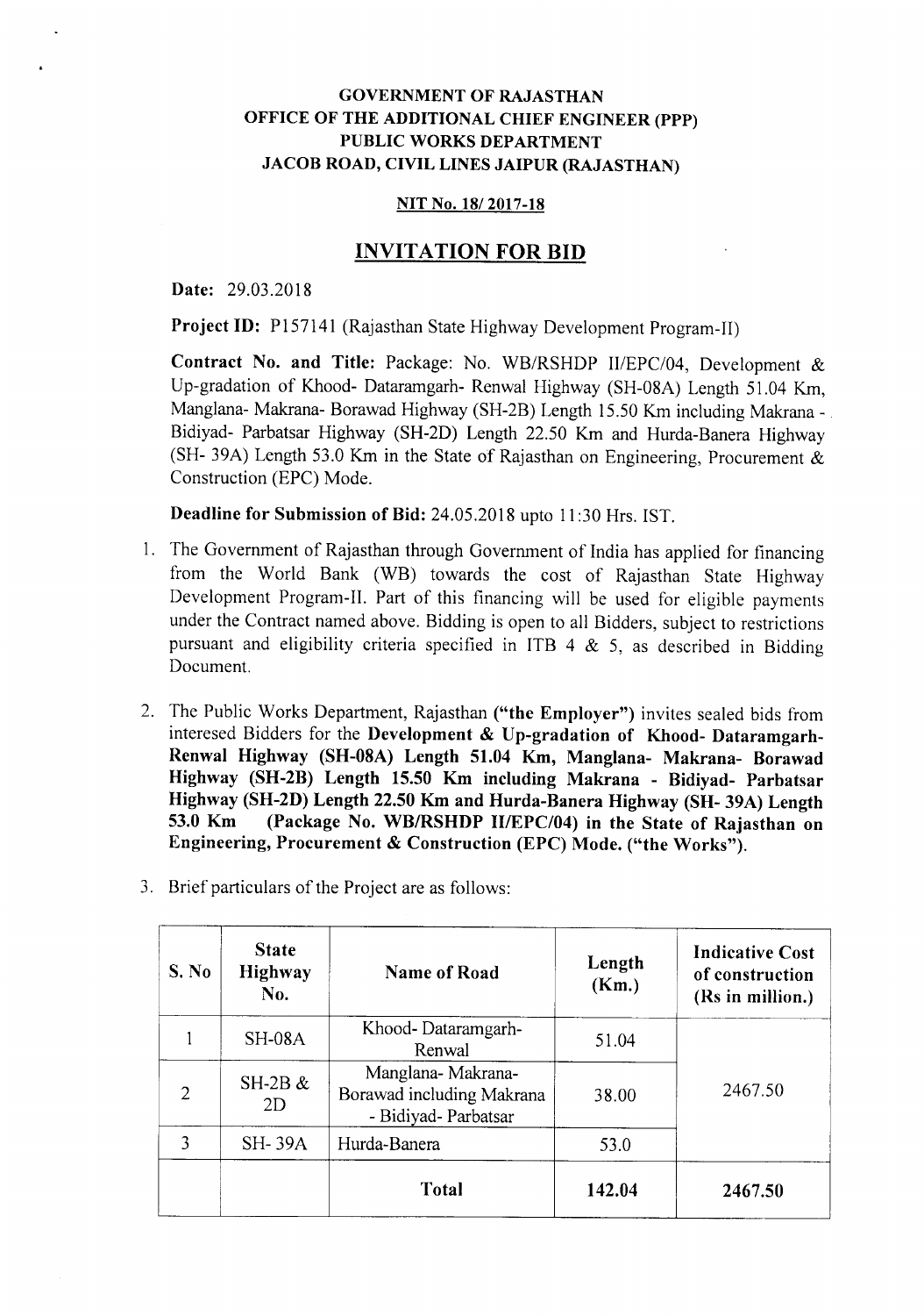**GOVERNMENT OF RAJASTHAN**
**OFFICE OF THE ADDITIONAL CHIEF ENGINEER (PPP)**
**PUBLIC WORKS DEPARTMENT**
**JACOB ROAD, CIVIL LINES JAIPUR (RAJASTHAN)**

**NIT No. 18/ 2017-18**

# INVITATION FOR BID

**Date:** 29.03.2018

**Project ID:** P157141 (Rajasthan State Highway Development Program-II)

**Contract No. and Title:** Package: No. WB/RSHDP II/EPC/04, Development & Up-gradation of Khood- Dataramgarh- Renwal Highway (SH-08A) Length 51.04 Km, Manglana- Makrana- Borawad Highway (SH-2B) Length 15.50 Km including Makrana - Bidiyad- Parbatsar Highway (SH-2D) Length 22.50 Km and Hurda-Banera Highway (SH- 39A) Length 53.0 Km in the State of Rajasthan on Engineering, Procurement & Construction (EPC) Mode.

**Deadline for Submission of Bid:** 24.05.2018 upto 11:30 Hrs. IST.

1. The Government of Rajasthan through Government of India has applied for financing from the World Bank (WB) towards the cost of Rajasthan State Highway Development Program-II. Part of this financing will be used for eligible payments under the Contract named above. Bidding is open to all Bidders, subject to restrictions pursuant and eligibility criteria specified in ITB 4 & 5, as described in Bidding Document.

2. The Public Works Department, Rajasthan **("the Employer")** invites sealed bids from interesed Bidders for the **Development & Up-gradation of Khood- Dataramgarh- Renwal Highway (SH-08A) Length 51.04 Km, Manglana- Makrana- Borawad Highway (SH-2B) Length 15.50 Km including Makrana - Bidiyad- Parbatsar Highway (SH-2D) Length 22.50 Km and Hurda-Banera Highway (SH- 39A) Length 53.0 Km (Package No. WB/RSHDP II/EPC/04) in the State of Rajasthan on Engineering, Procurement & Construction (EPC) Mode. ("the Works").**

3. Brief particulars of the Project are as follows:

| S. No | State Highway No. | Name of Road | Length (Km.) | Indicative Cost of construction (Rs in million.) |
|---|---|---|---|---|
| 1 | SH-08A | Khood- Dataramgarh- Renwal | 51.04 | 2467.50 |
| 2 | SH-2B & 2D | Manglana- Makrana- Borawad including Makrana - Bidiyad- Parbatsar | 38.00 | |
| 3 | SH- 39A | Hurda-Banera | 53.0 | |
| | | **Total** | **142.04** | **2467.50** |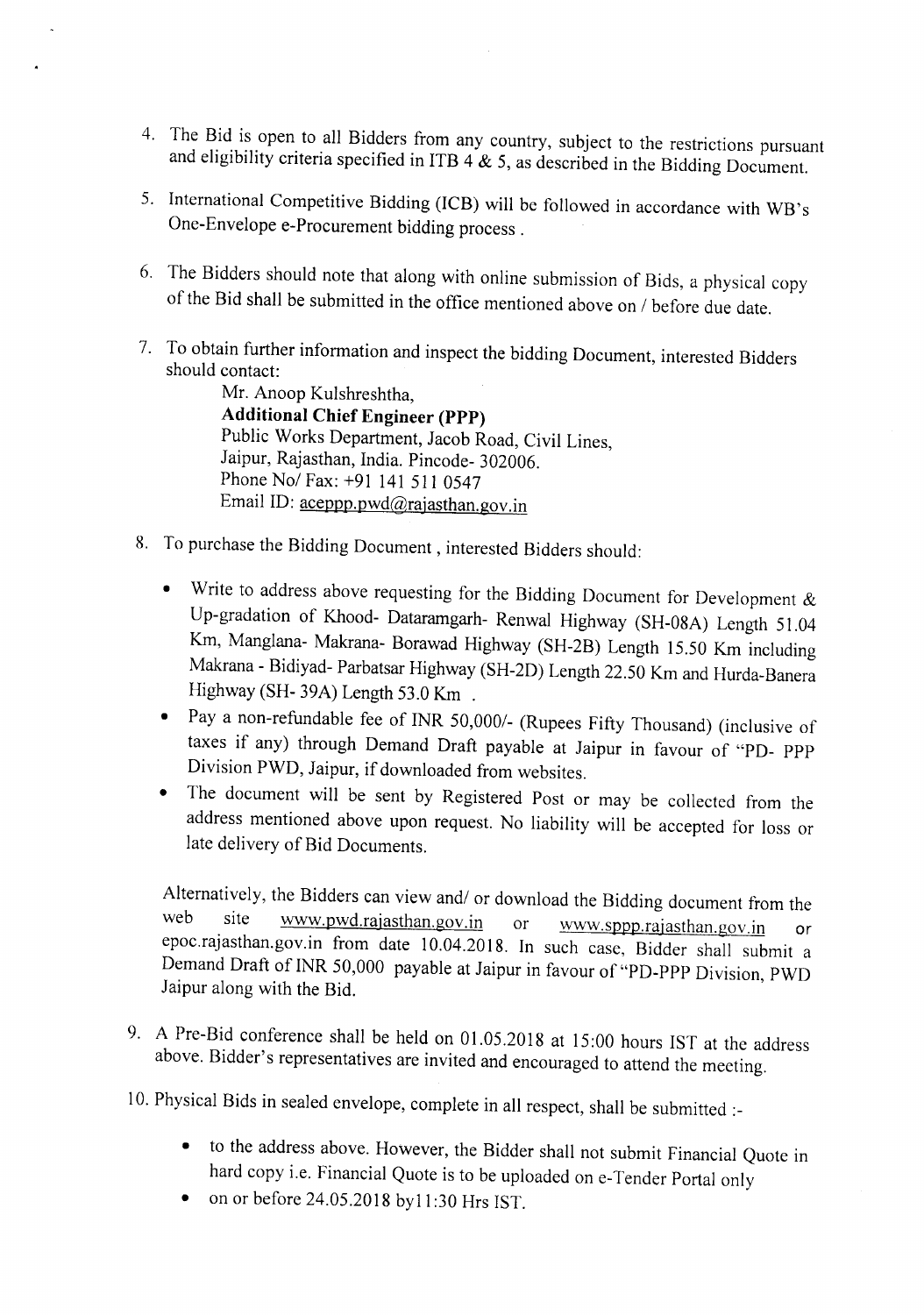4. The Bid is open to all Bidders from any country, subject to the restrictions pursuant and eligibility criteria specified in ITB 4 & 5, as described in the Bidding Document.

5. International Competitive Bidding (ICB) will be followed in accordance with WB's One-Envelope e-Procurement bidding process .

6. The Bidders should note that along with online submission of Bids, a physical copy of the Bid shall be submitted in the office mentioned above on / before due date.

7. To obtain further information and inspect the bidding Document, interested Bidders should contact:

   Mr. Anoop Kulshreshtha,
   **Additional Chief Engineer (PPP)**
   Public Works Department, Jacob Road, Civil Lines,
   Jaipur, Rajasthan, India. Pincode- 302006.
   Phone No/ Fax: +91 141 511 0547
   Email ID: aceppp.pwd@rajasthan.gov.in

8. To purchase the Bidding Document , interested Bidders should:

   - Write to address above requesting for the Bidding Document for Development & Up-gradation of Khood- Dataramgarh- Renwal Highway (SH-08A) Length 51.04 Km, Manglana- Makrana- Borawad Highway (SH-2B) Length 15.50 Km including Makrana - Bidiyad- Parbatsar Highway (SH-2D) Length 22.50 Km and Hurda-Banera Highway (SH- 39A) Length 53.0 Km .
   - Pay a non-refundable fee of INR 50,000/- (Rupees Fifty Thousand) (inclusive of taxes if any) through Demand Draft payable at Jaipur in favour of "PD- PPP Division PWD, Jaipur, if downloaded from websites.
   - The document will be sent by Registered Post or may be collected from the address mentioned above upon request. No liability will be accepted for loss or late delivery of Bid Documents.

   Alternatively, the Bidders can view and/ or download the Bidding document from the web site www.pwd.rajasthan.gov.in or www.sppp.rajasthan.gov.in or epoc.rajasthan.gov.in from date 10.04.2018. In such case, Bidder shall submit a Demand Draft of INR 50,000 payable at Jaipur in favour of "PD-PPP Division, PWD Jaipur along with the Bid.

9. A Pre-Bid conference shall be held on 01.05.2018 at 15:00 hours IST at the address above. Bidder's representatives are invited and encouraged to attend the meeting.

10. Physical Bids in sealed envelope, complete in all respect, shall be submitted :-

    - to the address above. However, the Bidder shall not submit Financial Quote in hard copy i.e. Financial Quote is to be uploaded on e-Tender Portal only
    - on or before 24.05.2018 by11:30 Hrs IST.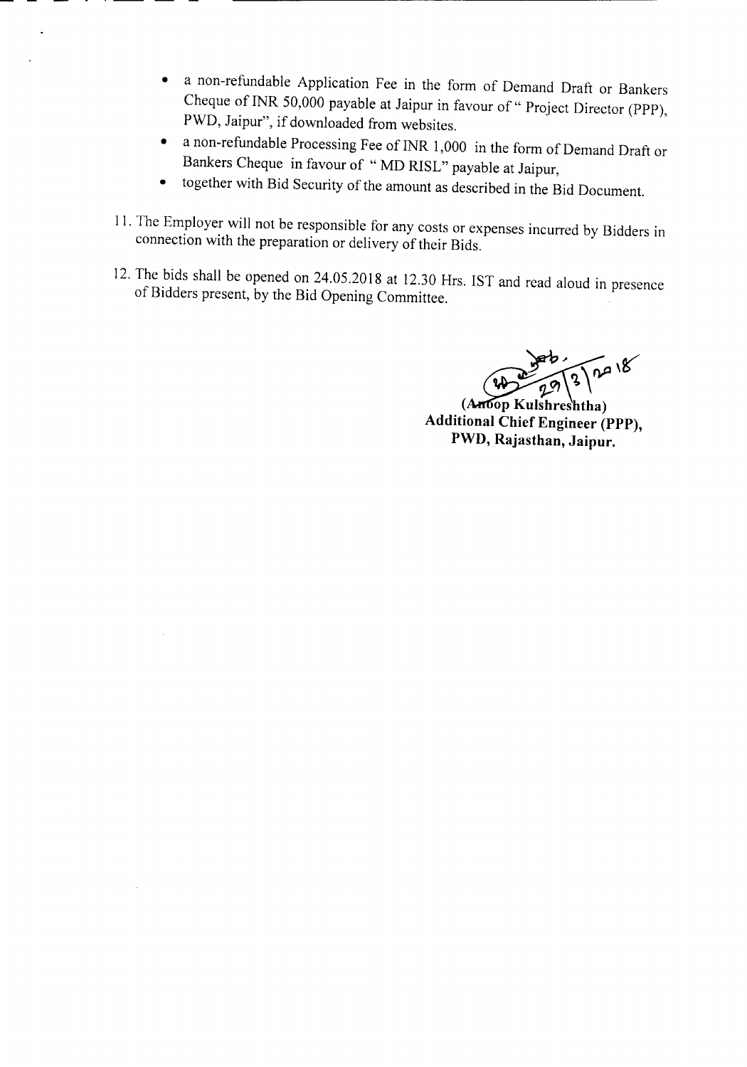- a non-refundable Application Fee in the form of Demand Draft or Bankers Cheque of INR 50,000 payable at Jaipur in favour of " Project Director (PPP), PWD, Jaipur", if downloaded from websites.
- a non-refundable Processing Fee of INR 1,000 in the form of Demand Draft or Bankers Cheque in favour of " MD RISL" payable at Jaipur,
- together with Bid Security of the amount as described in the Bid Document.

11. The Employer will not be responsible for any costs or expenses incurred by Bidders in connection with the preparation or delivery of their Bids.

12. The bids shall be opened on 24.05.2018 at 12.30 Hrs. IST and read aloud in presence of Bidders present, by the Bid Opening Committee.

29/3/2018

**(Anoop Kulshreshtha)**
**Additional Chief Engineer (PPP),**
**PWD, Rajasthan, Jaipur.**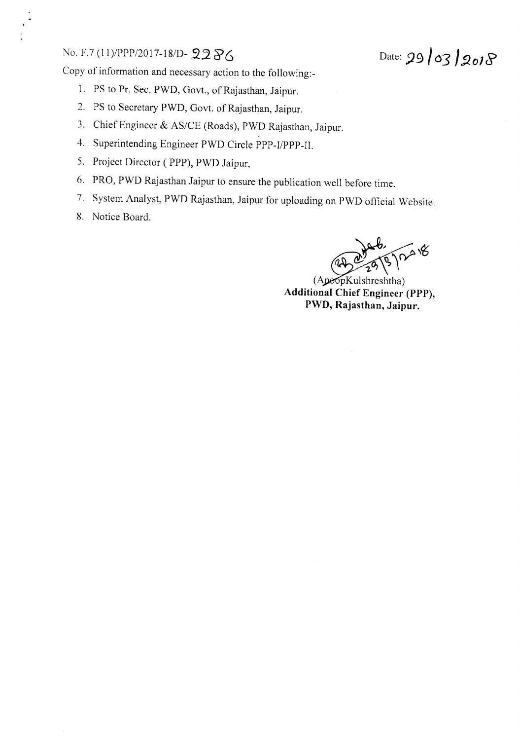No. F.7 (11)/PPP/2017-18/D- 2286

Date: 29/03/2018

Copy of information and necessary action to the following:-

1. PS to Pr. Sec. PWD, Govt., of Rajasthan, Jaipur.
2. PS to Secretary PWD, Govt. of Rajasthan, Jaipur.
3. Chief Engineer & AS/CE (Roads), PWD Rajasthan, Jaipur.
4. Superintending Engineer PWD Circle PPP-I/PPP-II.
5. Project Director ( PPP), PWD Jaipur,
6. PRO, PWD Rajasthan Jaipur to ensure the publication well before time.
7. System Analyst, PWD Rajasthan, Jaipur for uploading on PWD official Website.
8. Notice Board.

29/3/2018

(AnoopKulshreshtha)
**Additional Chief Engineer (PPP),**
**PWD, Rajasthan, Jaipur.**